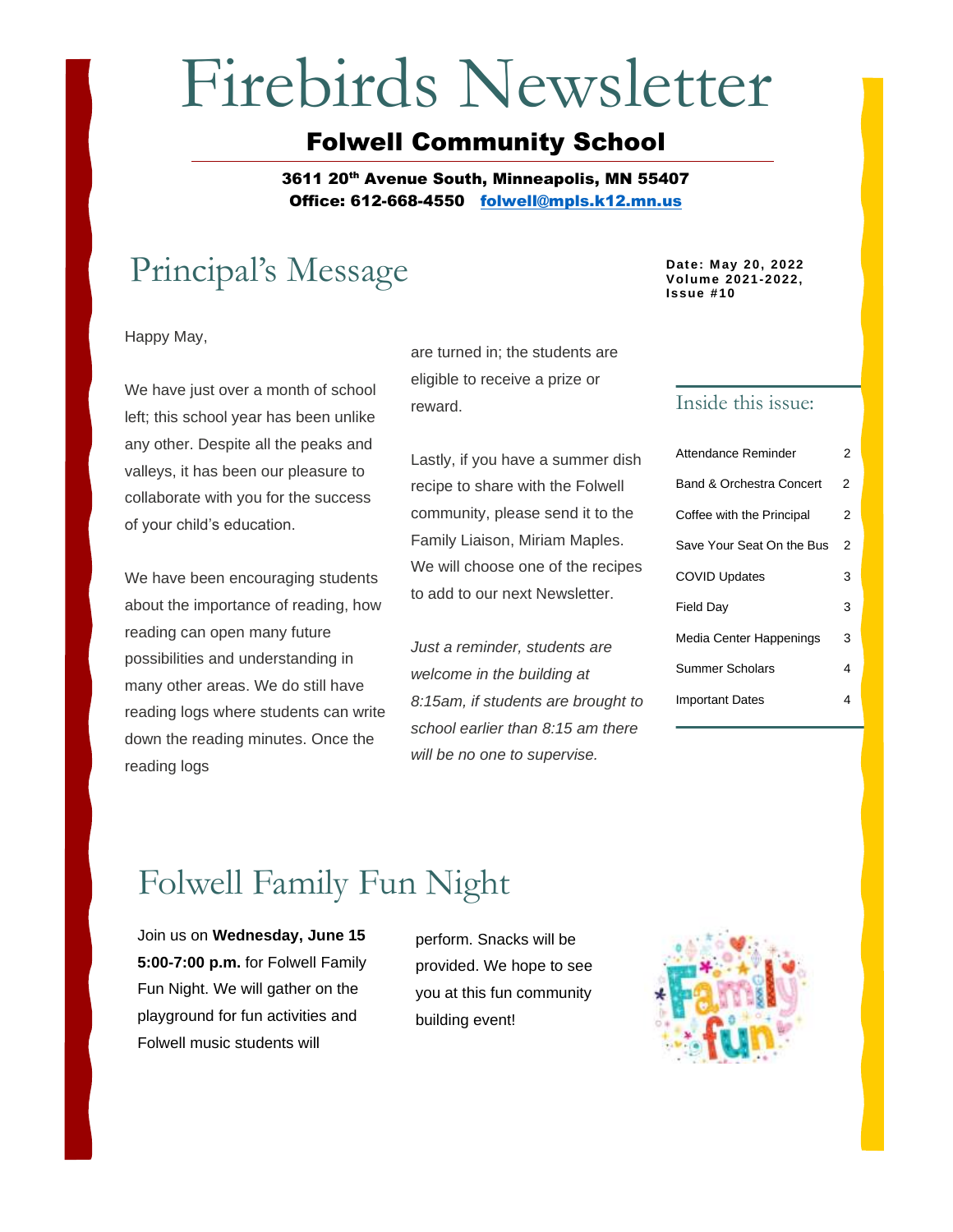# Firebirds Newsletter

## Folwell Community School

**3611 20th Avenue South, Minneapolis, MN 55407**
**Office: 612-668-4550 [folwell@mpls.k12.mn.us](mailto:folwell@mpls.k12.mn.us)**

**Date: May 20, 2022**
**Volume 2021-2022, Issue #10**

## Principal's Message

Happy May,

We have just over a month of school left; this school year has been unlike any other. Despite all the peaks and valleys, it has been our pleasure to collaborate with you for the success of your child's education.

We have been encouraging students about the importance of reading, how reading can open many future possibilities and understanding in many other areas. We do still have reading logs where students can write down the reading minutes. Once the reading logs are turned in; the students are eligible to receive a prize or reward.

Lastly, if you have a summer dish recipe to share with the Folwell community, please send it to the Family Liaison, Miriam Maples. We will choose one of the recipes to add to our next Newsletter.

*Just a reminder, students are welcome in the building at 8:15am, if students are brought to school earlier than 8:15 am there will be no one to supervise.*

### Inside this issue:

| | |
|---|---|
| Attendance Reminder | 2 |
| Band & Orchestra Concert | 2 |
| Coffee with the Principal | 2 |
| Save Your Seat On the Bus | 2 |
| COVID Updates | 3 |
| Field Day | 3 |
| Media Center Happenings | 3 |
| Summer Scholars | 4 |
| Important Dates | 4 |

## Folwell Family Fun Night

Join us on **Wednesday, June 15 5:00-7:00 p.m.** for Folwell Family Fun Night. We will gather on the playground for fun activities and Folwell music students will perform. Snacks will be provided. We hope to see you at this fun community building event!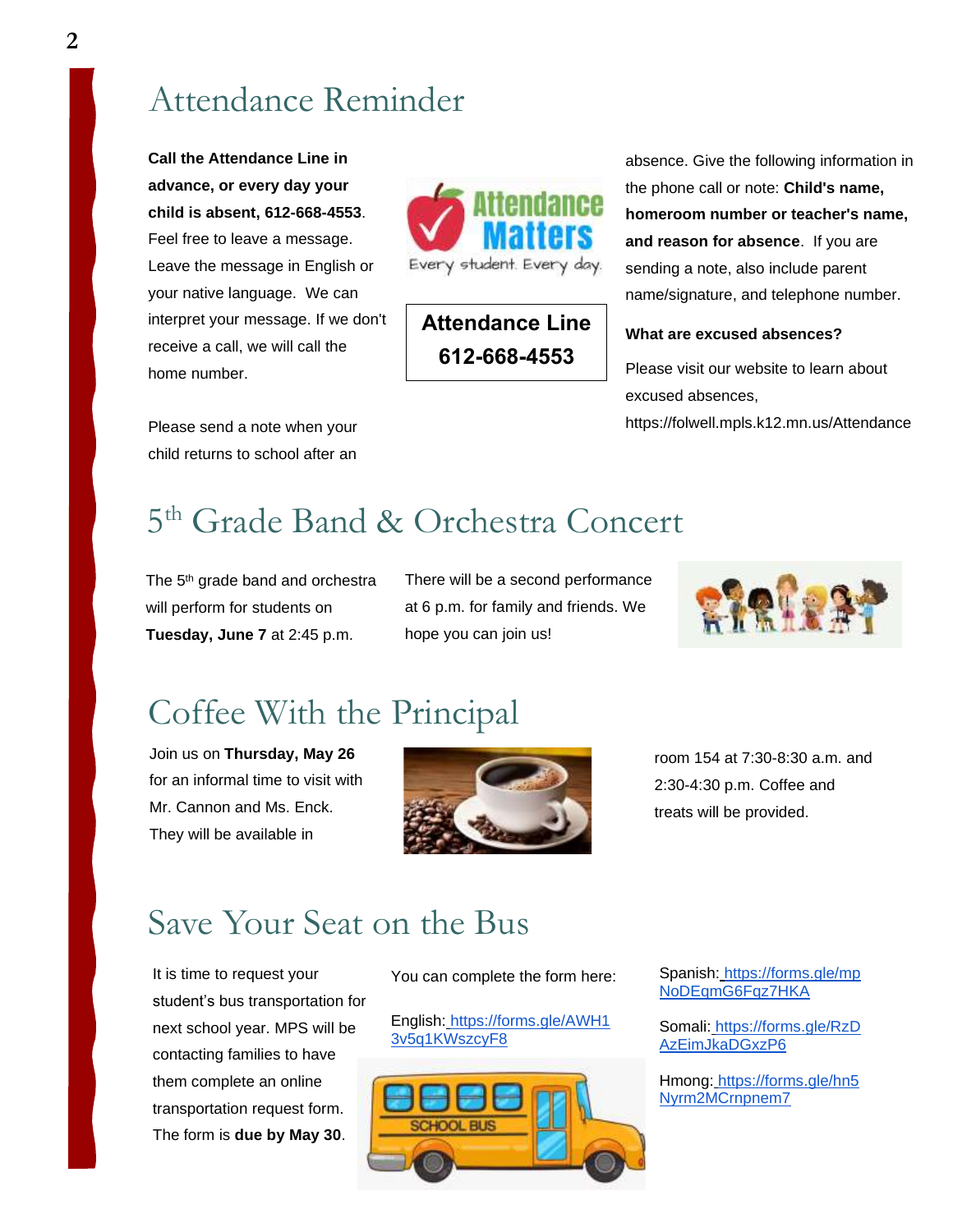# Attendance Reminder

**Call the Attendance Line in advance, or every day your child is absent, 612-668-4553**. Feel free to leave a message. Leave the message in English or your native language. We can interpret your message. If we don't receive a call, we will call the home number.

Please send a note when your child returns to school after an absence. Give the following information in the phone call or note: **Child's name, homeroom number or teacher's name, and reason for absence**. If you are sending a note, also include parent name/signature, and telephone number.

**Attendance Line**
**612-668-4553**

**What are excused absences?**

Please visit our website to learn about excused absences, https://folwell.mpls.k12.mn.us/Attendance

# 5th Grade Band & Orchestra Concert

The 5th grade band and orchestra will perform for students on **Tuesday, June 7** at 2:45 p.m.

There will be a second performance at 6 p.m. for family and friends. We hope you can join us!

# Coffee With the Principal

Join us on **Thursday, May 26** for an informal time to visit with Mr. Cannon and Ms. Enck. They will be available in room 154 at 7:30-8:30 a.m. and 2:30-4:30 p.m. Coffee and treats will be provided.

# Save Your Seat on the Bus

It is time to request your student's bus transportation for next school year. MPS will be contacting families to have them complete an online transportation request form. The form is **due by May 30**.

You can complete the form here:

English: https://forms.gle/AWH13v5q1KWszcyF8

Spanish: https://forms.gle/mpNoDEqmG6Fqz7HKA

Somali: https://forms.gle/RzDAzEimJkaDGxzP6

Hmong: https://forms.gle/hn5Nyrm2MCrnpnem7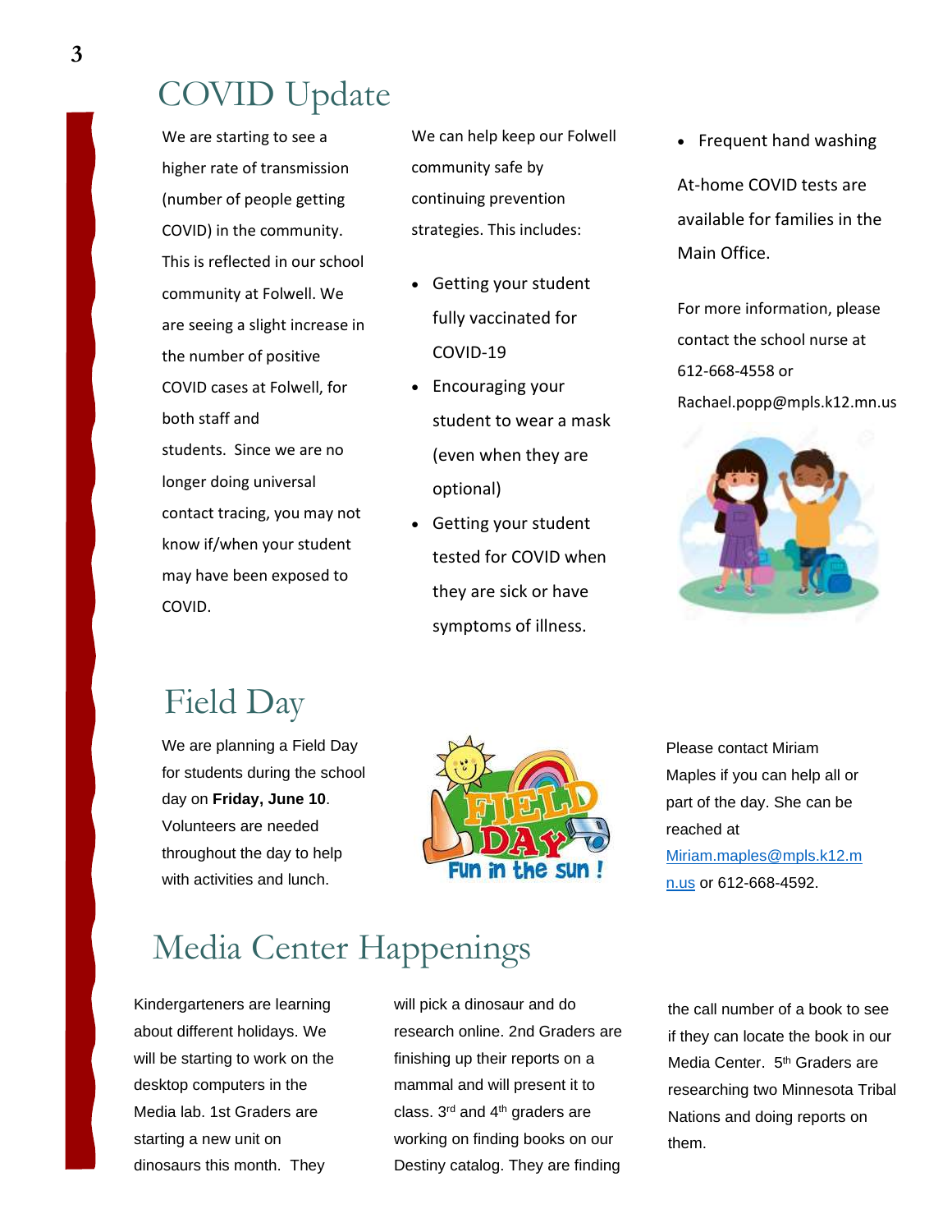# COVID Update

We are starting to see a higher rate of transmission (number of people getting COVID) in the community. This is reflected in our school community at Folwell. We are seeing a slight increase in the number of positive COVID cases at Folwell, for both staff and students. Since we are no longer doing universal contact tracing, you may not know if/when your student may have been exposed to COVID.

We can help keep our Folwell community safe by continuing prevention strategies. This includes:

- Getting your student fully vaccinated for COVID-19
- Encouraging your student to wear a mask (even when they are optional)
- Getting your student tested for COVID when they are sick or have symptoms of illness.
- Frequent hand washing

At-home COVID tests are available for families in the Main Office.

For more information, please contact the school nurse at 612-668-4558 or Rachael.popp@mpls.k12.mn.us

# Field Day

We are planning a Field Day for students during the school day on **Friday, June 10**. Volunteers are needed throughout the day to help with activities and lunch.

Please contact Miriam Maples if you can help all or part of the day. She can be reached at Miriam.maples@mpls.k12.mn.us or 612-668-4592.

# Media Center Happenings

Kindergarteners are learning about different holidays. We will be starting to work on the desktop computers in the Media lab. 1st Graders are starting a new unit on dinosaurs this month. They will pick a dinosaur and do research online. 2nd Graders are finishing up their reports on a mammal and will present it to class. 3rd and 4th graders are working on finding books on our Destiny catalog. They are finding the call number of a book to see if they can locate the book in our Media Center. 5th Graders are researching two Minnesota Tribal Nations and doing reports on them.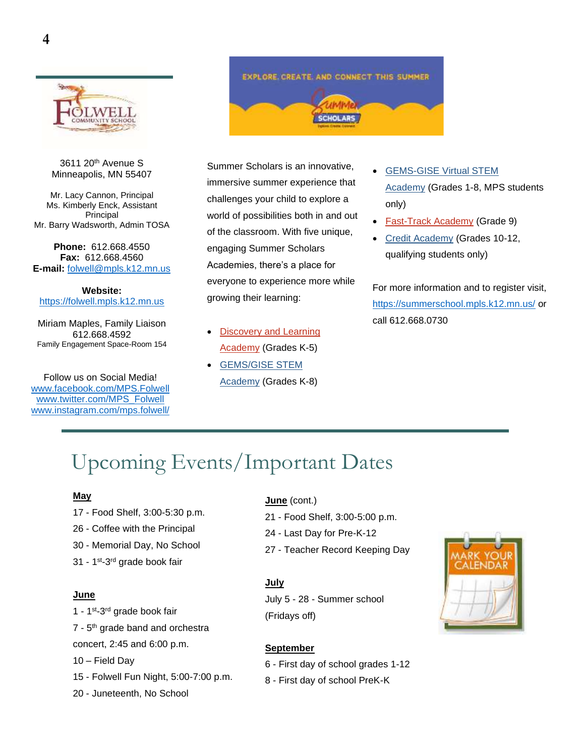3611 20th Avenue S
Minneapolis, MN 55407

Mr. Lacy Cannon, Principal
Ms. Kimberly Enck, Assistant Principal
Mr. Barry Wadsworth, Admin TOSA

**Phone:** 612.668.4550
**Fax:** 612.668.4560
**E-mail:** folwell@mpls.k12.mn.us

**Website:**
https://folwell.mpls.k12.mn.us

Miriam Maples, Family Liaison
612.668.4592
Family Engagement Space-Room 154

Follow us on Social Media!
www.facebook.com/MPS.Folwell
www.twitter.com/MPS_Folwell
www.instagram.com/mps.folwell/

EXPLORE, CREATE, AND CONNECT THIS SUMMER

Summer Scholars is an innovative, immersive summer experience that challenges your child to explore a world of possibilities both in and out of the classroom. With five unique, engaging Summer Scholars Academies, there's a place for everyone to experience more while growing their learning:

- Discovery and Learning Academy (Grades K-5)
- GEMS/GISE STEM Academy (Grades K-8)
- GEMS-GISE Virtual STEM Academy (Grades 1-8, MPS students only)
- Fast-Track Academy (Grade 9)
- Credit Academy (Grades 10-12, qualifying students only)

For more information and to register visit, https://summerschool.mpls.k12.mn.us/ or call 612.668.0730

# Upcoming Events/Important Dates

**May**
17 - Food Shelf, 3:00-5:30 p.m.
26 - Coffee with the Principal
30 - Memorial Day, No School
31 - 1st-3rd grade book fair

**June**
1 - 1st-3rd grade book fair
7 - 5th grade band and orchestra concert, 2:45 and 6:00 p.m.
10 – Field Day
15 - Folwell Fun Night, 5:00-7:00 p.m.
20 - Juneteenth, No School

**June** (cont.)
21 - Food Shelf, 3:00-5:00 p.m.
24 - Last Day for Pre-K-12
27 - Teacher Record Keeping Day

**July**
July 5 - 28 - Summer school (Fridays off)

**September**
6 - First day of school grades 1-12
8 - First day of school PreK-K